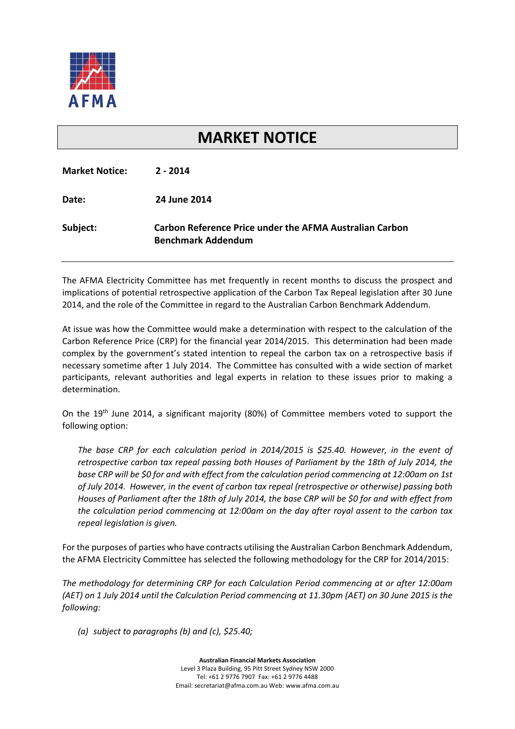AFMA

# MARKET NOTICE

**Market Notice:** **2 - 2014**

**Date:** **24 June 2014**

**Subject:** **Carbon Reference Price under the AFMA Australian Carbon Benchmark Addendum**

---

The AFMA Electricity Committee has met frequently in recent months to discuss the prospect and implications of potential retrospective application of the Carbon Tax Repeal legislation after 30 June 2014, and the role of the Committee in regard to the Australian Carbon Benchmark Addendum.

At issue was how the Committee would make a determination with respect to the calculation of the Carbon Reference Price (CRP) for the financial year 2014/2015. This determination had been made complex by the government's stated intention to repeal the carbon tax on a retrospective basis if necessary sometime after 1 July 2014. The Committee has consulted with a wide section of market participants, relevant authorities and legal experts in relation to these issues prior to making a determination.

On the 19th June 2014, a significant majority (80%) of Committee members voted to support the following option:

> *The base CRP for each calculation period in 2014/2015 is $25.40. However, in the event of retrospective carbon tax repeal passing both Houses of Parliament by the 18th of July 2014, the base CRP will be $0 for and with effect from the calculation period commencing at 12:00am on 1st of July 2014. However, in the event of carbon tax repeal (retrospective or otherwise) passing both Houses of Parliament after the 18th of July 2014, the base CRP will be $0 for and with effect from the calculation period commencing at 12:00am on the day after royal assent to the carbon tax repeal legislation is given.*

For the purposes of parties who have contracts utilising the Australian Carbon Benchmark Addendum, the AFMA Electricity Committee has selected the following methodology for the CRP for 2014/2015:

*The methodology for determining CRP for each Calculation Period commencing at or after 12:00am (AET) on 1 July 2014 until the Calculation Period commencing at 11.30pm (AET) on 30 June 2015 is the following:*

> *(a) subject to paragraphs (b) and (c), $25.40;*

**Australian Financial Markets Association**
Level 3 Plaza Building, 95 Pitt Street Sydney NSW 2000
Tel: +61 2 9776 7907 Fax: +61 2 9776 4488
Email: secretariat@afma.com.au Web: www.afma.com.au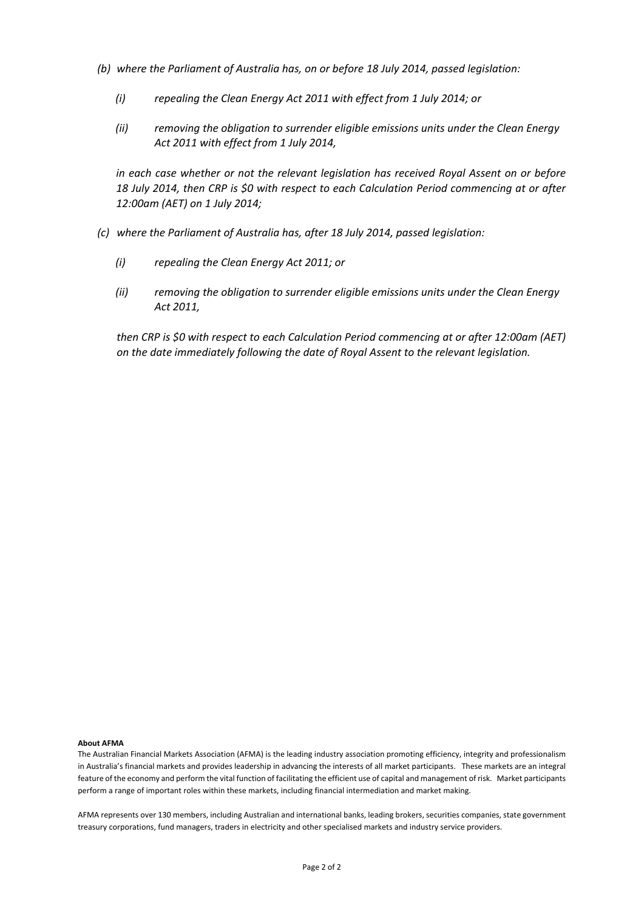*(b) where the Parliament of Australia has, on or before 18 July 2014, passed legislation:*

*(i) repealing the Clean Energy Act 2011 with effect from 1 July 2014; or*

*(ii) removing the obligation to surrender eligible emissions units under the Clean Energy Act 2011 with effect from 1 July 2014,*

*in each case whether or not the relevant legislation has received Royal Assent on or before 18 July 2014, then CRP is $0 with respect to each Calculation Period commencing at or after 12:00am (AET) on 1 July 2014;*

*(c) where the Parliament of Australia has, after 18 July 2014, passed legislation:*

*(i) repealing the Clean Energy Act 2011; or*

*(ii) removing the obligation to surrender eligible emissions units under the Clean Energy Act 2011,*

*then CRP is $0 with respect to each Calculation Period commencing at or after 12:00am (AET) on the date immediately following the date of Royal Assent to the relevant legislation.*

**About AFMA**

The Australian Financial Markets Association (AFMA) is the leading industry association promoting efficiency, integrity and professionalism in Australia's financial markets and provides leadership in advancing the interests of all market participants. These markets are an integral feature of the economy and perform the vital function of facilitating the efficient use of capital and management of risk. Market participants perform a range of important roles within these markets, including financial intermediation and market making.

AFMA represents over 130 members, including Australian and international banks, leading brokers, securities companies, state government treasury corporations, fund managers, traders in electricity and other specialised markets and industry service providers.